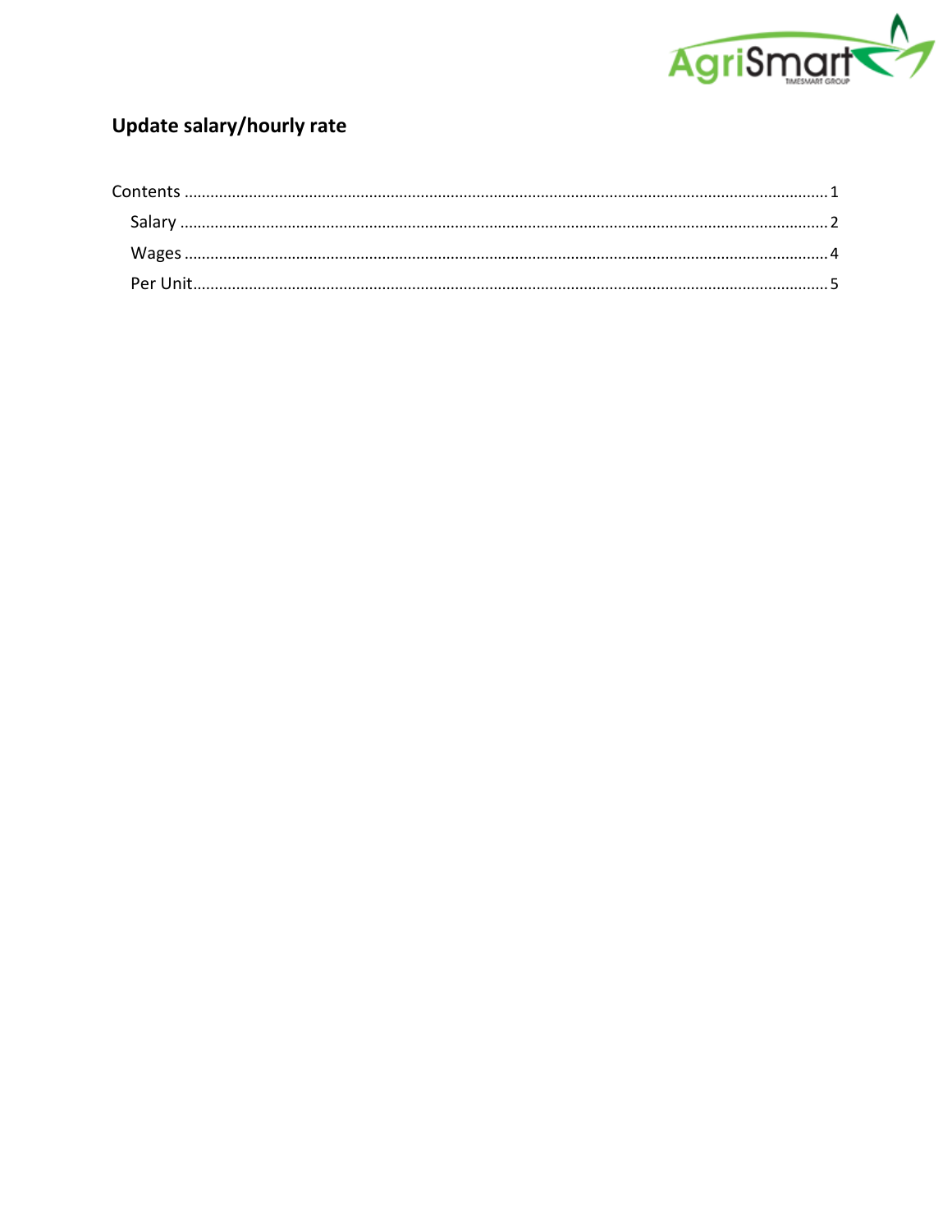# Update salary/hourly rate

Contents ........................................................................................................................................................ 1

- Salary ..................................................................................................................................................... 2
- Wages .................................................................................................................................................... 4
- Per Unit.................................................................................................................................................. 5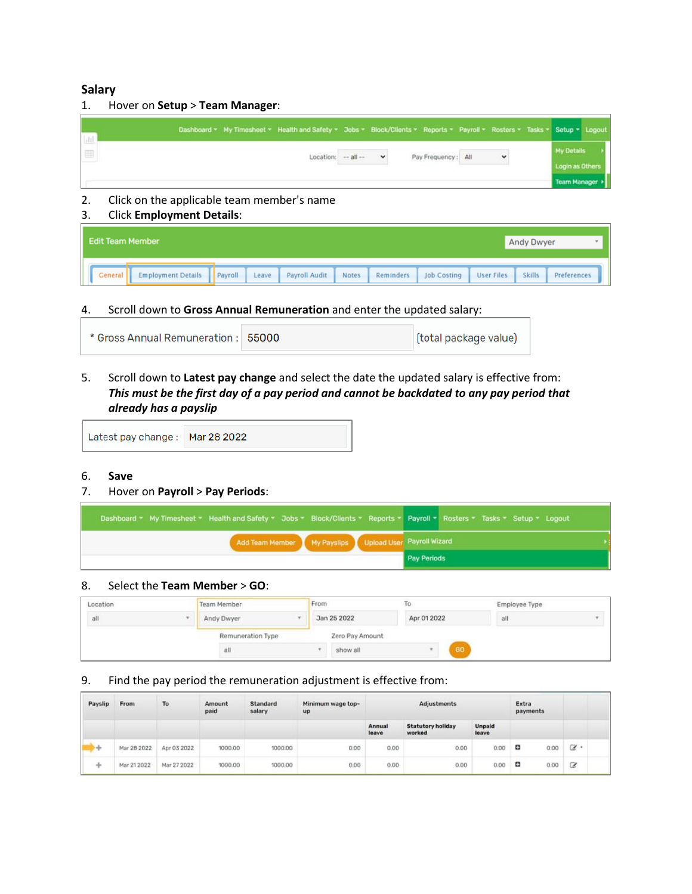**Salary**

1. Hover on **Setup** > **Team Manager**:

2. Click on the applicable team member's name
3. Click **Employment Details**:

4. Scroll down to **Gross Annual Remuneration** and enter the updated salary:

5. Scroll down to **Latest pay change** and select the date the updated salary is effective from: ***This must be the first day of a pay period and cannot be backdated to any pay period that already has a payslip***

6. **Save**
7. Hover on **Payroll** > **Pay Periods**:

8. Select the **Team Member** > **GO**:

9. Find the pay period the remuneration adjustment is effective from: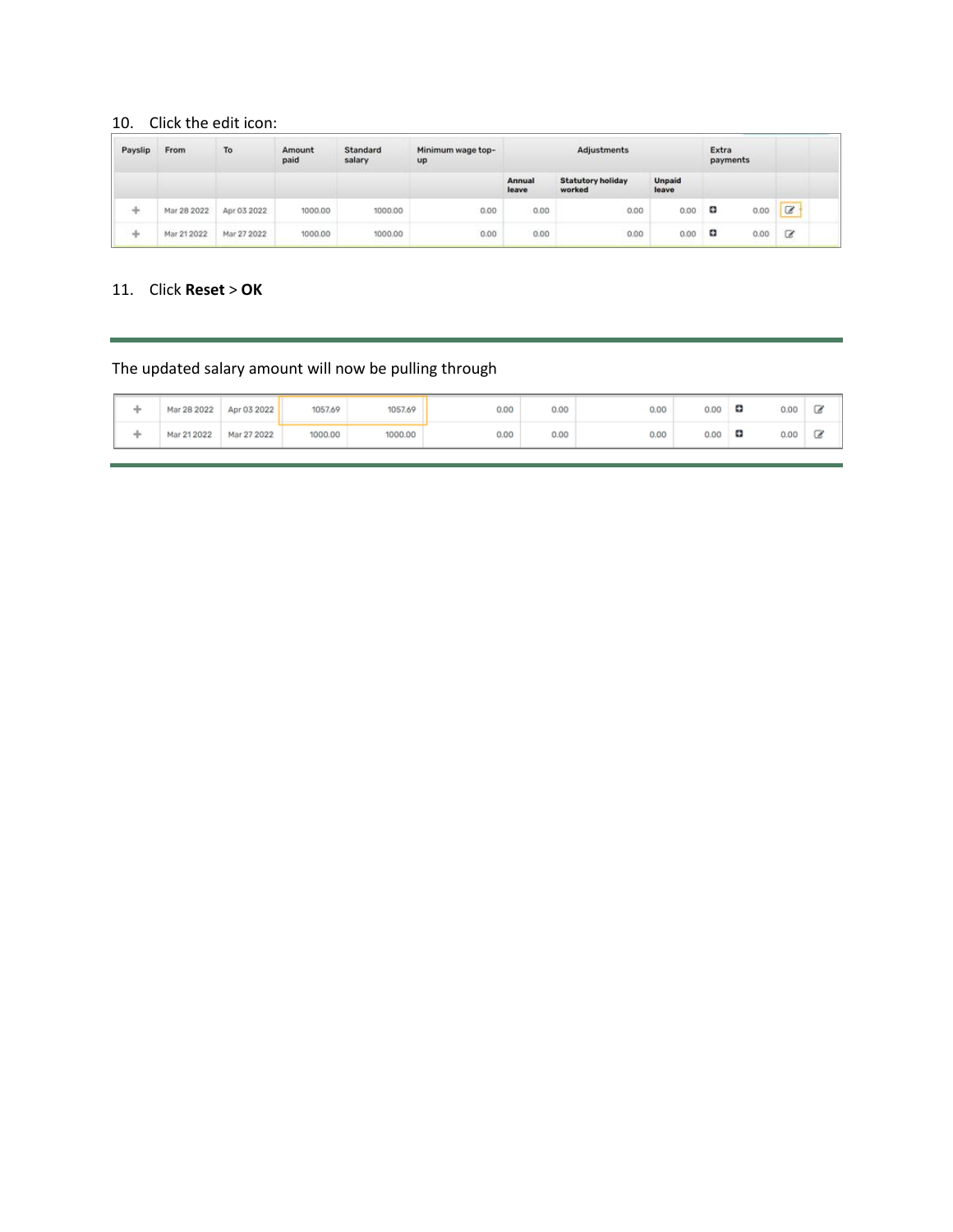10. Click the edit icon:

| Payslip | From | To | Amount paid | Standard salary | Minimum wage top-up | Adjustments | | | Extra payments | | |
|---|---|---|---|---|---|---|---|---|---|---|---|
| | | | | | | Annual leave | Statutory holiday worked | Unpaid leave | | | |
| + | Mar 28 2022 | Apr 03 2022 | 1000.00 | 1000.00 | 0.00 | 0.00 | 0.00 | 0.00 | | 0.00 | |
| + | Mar 21 2022 | Mar 27 2022 | 1000.00 | 1000.00 | 0.00 | 0.00 | 0.00 | 0.00 | | 0.00 | |

11. Click **Reset** > **OK**

The updated salary amount will now be pulling through

| | | | | | | | | | | |
|---|---|---|---|---|---|---|---|---|---|---|
| + | Mar 28 2022 | Apr 03 2022 | 1057.69 | 1057.69 | 0.00 | 0.00 | 0.00 | 0.00 | | 0.00 |
| + | Mar 21 2022 | Mar 27 2022 | 1000.00 | 1000.00 | 0.00 | 0.00 | 0.00 | 0.00 | | 0.00 |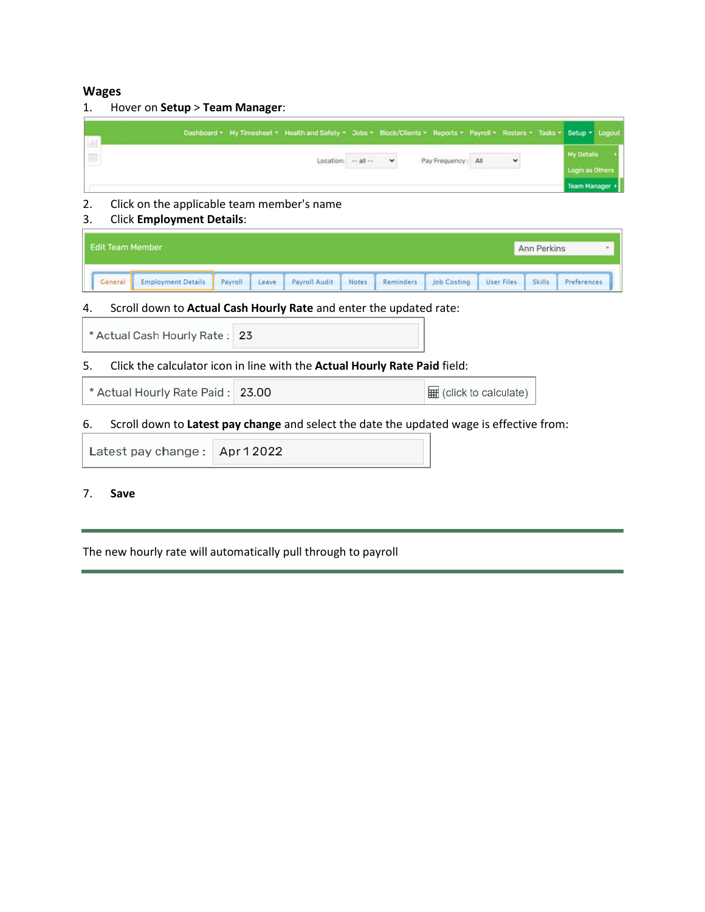### Wages

1. Hover on **Setup** > **Team Manager**:

2. Click on the applicable team member's name
3. Click **Employment Details**:

4. Scroll down to **Actual Cash Hourly Rate** and enter the updated rate:

5. Click the calculator icon in line with the **Actual Hourly Rate Paid** field:

6. Scroll down to **Latest pay change** and select the date the updated wage is effective from:

7. **Save**

---

The new hourly rate will automatically pull through to payroll

---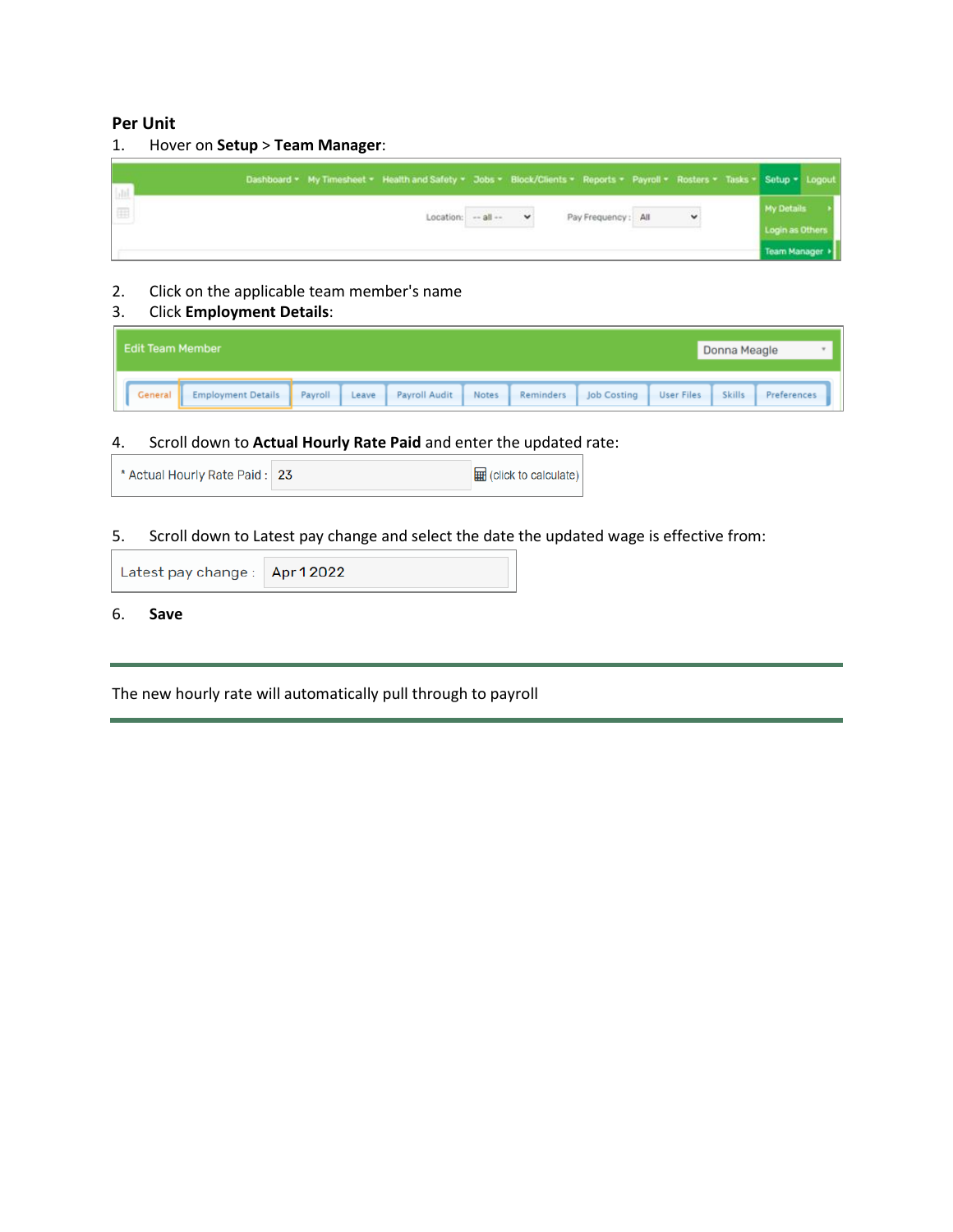**Per Unit**

1. Hover on **Setup** > **Team Manager**:

2. Click on the applicable team member's name
3. Click **Employment Details**:

4. Scroll down to **Actual Hourly Rate Paid** and enter the updated rate:

5. Scroll down to Latest pay change and select the date the updated wage is effective from:

6. **Save**

---

The new hourly rate will automatically pull through to payroll

---